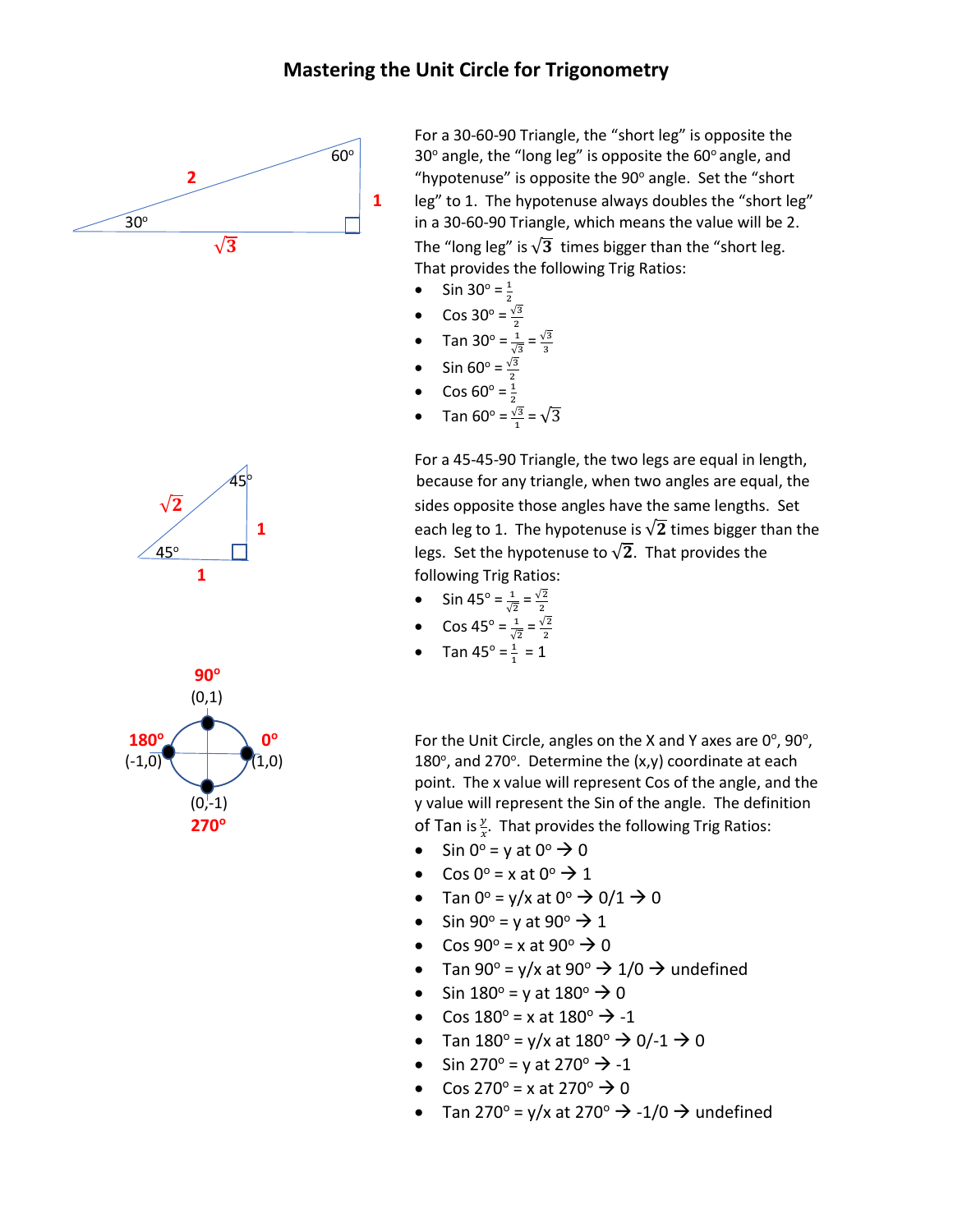# Mastering the Unit Circle for Trigonometry

For a 30-60-90 Triangle, the "short leg" is opposite the 30° angle, the "long leg" is opposite the 60° angle, and "hypotenuse" is opposite the 90° angle. Set the "short leg" to 1. The hypotenuse always doubles the "short leg" in a 30-60-90 Triangle, which means the value will be 2. The "long leg" is $\sqrt{3}$ times bigger than the "short leg. That provides the following Trig Ratios:

- Sin 30° = $\frac{1}{2}$
- Cos 30° = $\frac{\sqrt{3}}{2}$
- Tan 30° = $\frac{1}{\sqrt{3}}$ = $\frac{\sqrt{3}}{3}$
- Sin 60° = $\frac{\sqrt{3}}{2}$
- Cos 60° = $\frac{1}{2}$
- Tan 60° = $\frac{\sqrt{3}}{1}$ = $\sqrt{3}$

For a 45-45-90 Triangle, the two legs are equal in length, because for any triangle, when two angles are equal, the sides opposite those angles have the same lengths. Set each leg to 1. The hypotenuse is $\sqrt{2}$ times bigger than the legs. Set the hypotenuse to $\sqrt{2}$. That provides the following Trig Ratios:

- Sin 45° = $\frac{1}{\sqrt{2}}$ = $\frac{\sqrt{2}}{2}$
- Cos 45° = $\frac{1}{\sqrt{2}}$ = $\frac{\sqrt{2}}{2}$
- Tan 45° = $\frac{1}{1}$ = 1

For the Unit Circle, angles on the X and Y axes are 0°, 90°, 180°, and 270°. Determine the (x,y) coordinate at each point. The x value will represent Cos of the angle, and the y value will represent the Sin of the angle. The definition of Tan is $\frac{y}{x}$. That provides the following Trig Ratios:

- Sin 0° = y at 0° → 0
- Cos 0° = x at 0° → 1
- Tan 0° = y/x at 0° → 0/1 → 0
- Sin 90° = y at 90° → 1
- Cos 90° = x at 90° → 0
- Tan 90° = y/x at 90° → 1/0 → undefined
- Sin 180° = y at 180° → 0
- Cos 180° = x at 180° → -1
- Tan 180° = y/x at 180° → 0/-1 → 0
- Sin 270° = y at 270° → -1
- Cos 270° = x at 270° → 0
- Tan 270° = y/x at 270° → -1/0 → undefined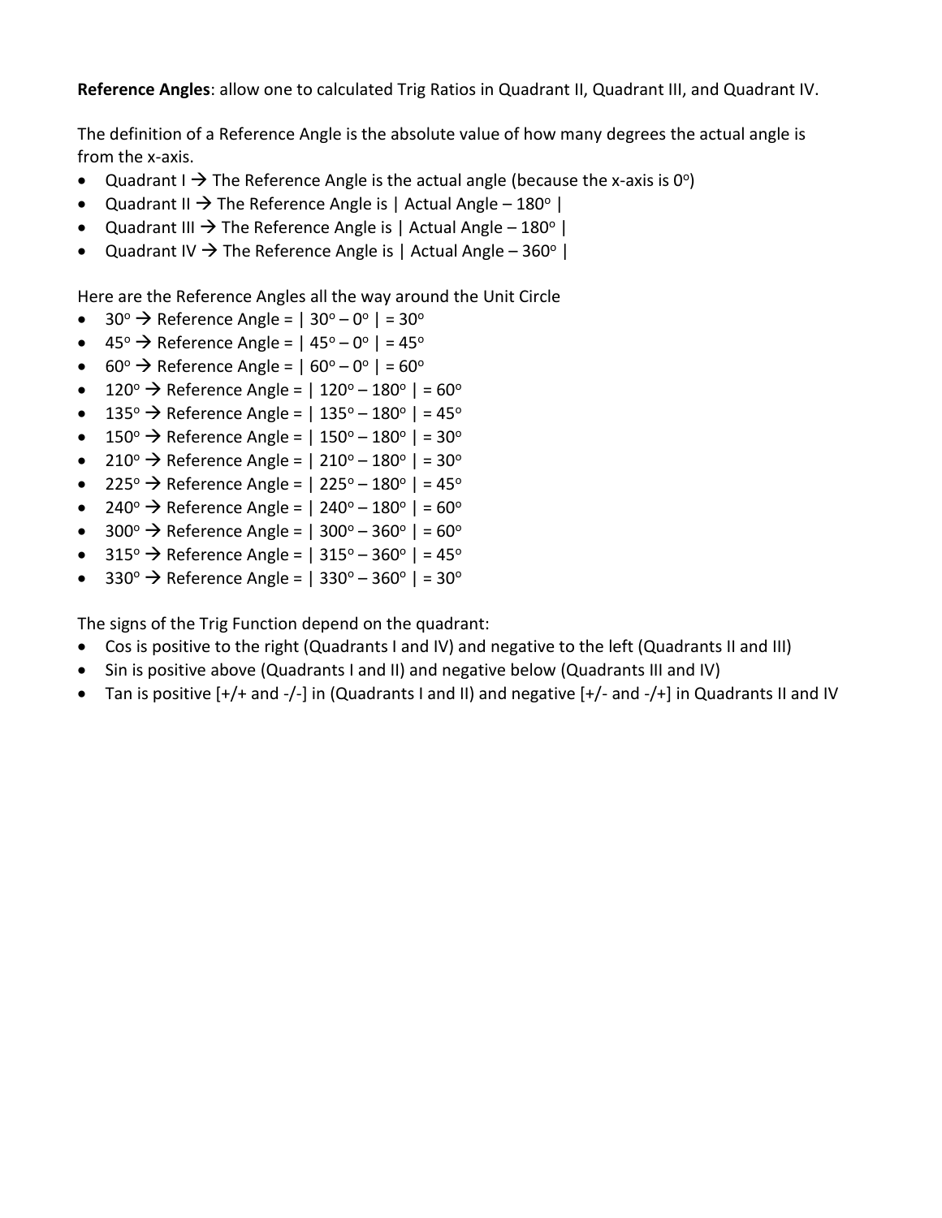**Reference Angles**: allow one to calculated Trig Ratios in Quadrant II, Quadrant III, and Quadrant IV.

The definition of a Reference Angle is the absolute value of how many degrees the actual angle is from the x-axis.

- Quadrant I → The Reference Angle is the actual angle (because the x-axis is $0^o$)
- Quadrant II → The Reference Angle is | Actual Angle – $180^o$ |
- Quadrant III → The Reference Angle is | Actual Angle – $180^o$ |
- Quadrant IV → The Reference Angle is | Actual Angle – $360^o$ |

Here are the Reference Angles all the way around the Unit Circle

- $30^o$ → Reference Angle = $| 30^o – 0^o | = 30^o$
- $45^o$ → Reference Angle = $| 45^o – 0^o | = 45^o$
- $60^o$ → Reference Angle = $| 60^o – 0^o | = 60^o$
- $120^o$ → Reference Angle = $| 120^o – 180^o | = 60^o$
- $135^o$ → Reference Angle = $| 135^o – 180^o | = 45^o$
- $150^o$ → Reference Angle = $| 150^o – 180^o | = 30^o$
- $210^o$ → Reference Angle = $| 210^o – 180^o | = 30^o$
- $225^o$ → Reference Angle = $| 225^o – 180^o | = 45^o$
- $240^o$ → Reference Angle = $| 240^o – 180^o | = 60^o$
- $300^o$ → Reference Angle = $| 300^o – 360^o | = 60^o$
- $315^o$ → Reference Angle = $| 315^o – 360^o | = 45^o$
- $330^o$ → Reference Angle = $| 330^o – 360^o | = 30^o$

The signs of the Trig Function depend on the quadrant:

- Cos is positive to the right (Quadrants I and IV) and negative to the left (Quadrants II and III)
- Sin is positive above (Quadrants I and II) and negative below (Quadrants III and IV)
- Tan is positive [+/+ and -/-] in (Quadrants I and II) and negative [+/- and -/+] in Quadrants II and IV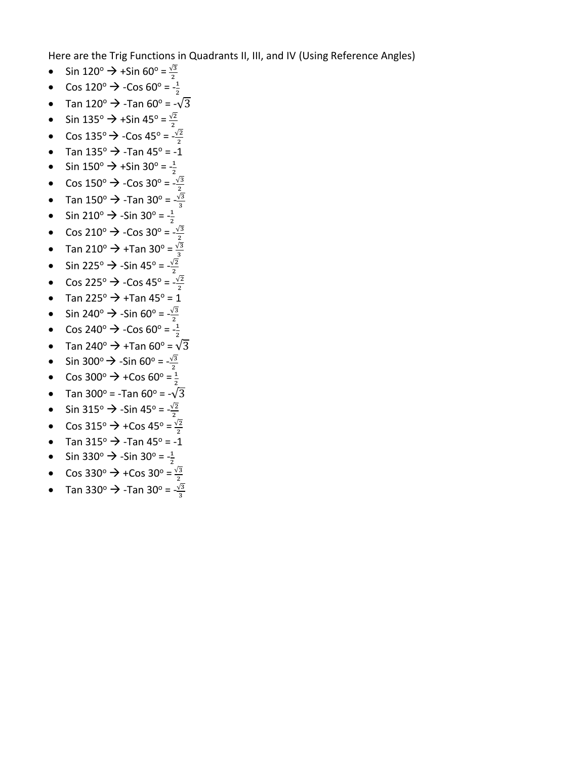Here are the Trig Functions in Quadrants II, III, and IV (Using Reference Angles)

- Sin 120° → +Sin 60° = $\frac{\sqrt{3}}{2}$
- Cos 120° → -Cos 60° = $-\frac{1}{2}$
- Tan 120° → -Tan 60° = $-\sqrt{3}$
- Sin 135° → +Sin 45° = $\frac{\sqrt{2}}{2}$
- Cos 135° → -Cos 45° = $-\frac{\sqrt{2}}{2}$
- Tan 135° → -Tan 45° = -1
- Sin 150° → +Sin 30° = $-\frac{1}{2}$
- Cos 150° → -Cos 30° = $-\frac{\sqrt{3}}{2}$
- Tan 150° → -Tan 30° = $-\frac{\sqrt{3}}{3}$
- Sin 210° → -Sin 30° = $-\frac{1}{2}$
- Cos 210° → -Cos 30° = $-\frac{\sqrt{3}}{2}$
- Tan 210° → +Tan 30° = $\frac{\sqrt{3}}{3}$
- Sin 225° → -Sin 45° = $-\frac{\sqrt{2}}{2}$
- Cos 225° → -Cos 45° = $-\frac{\sqrt{2}}{2}$
- Tan 225° → +Tan 45° = 1
- Sin 240° → -Sin 60° = $-\frac{\sqrt{3}}{2}$
- Cos 240° → -Cos 60° = $-\frac{1}{2}$
- Tan 240° → +Tan 60° = $\sqrt{3}$
- Sin 300° → -Sin 60° = $-\frac{\sqrt{3}}{2}$
- Cos 300° → +Cos 60° = $\frac{1}{2}$
- Tan 300° = -Tan 60° = $-\sqrt{3}$
- Sin 315° → -Sin 45° = $-\frac{\sqrt{2}}{2}$
- Cos 315° → +Cos 45° = $\frac{\sqrt{2}}{2}$
- Tan 315° → -Tan 45° = -1
- Sin 330° → -Sin 30° = $-\frac{1}{2}$
- Cos 330° → +Cos 30° = $\frac{\sqrt{3}}{2}$
- Tan 330° → -Tan 30° = $-\frac{\sqrt{3}}{3}$